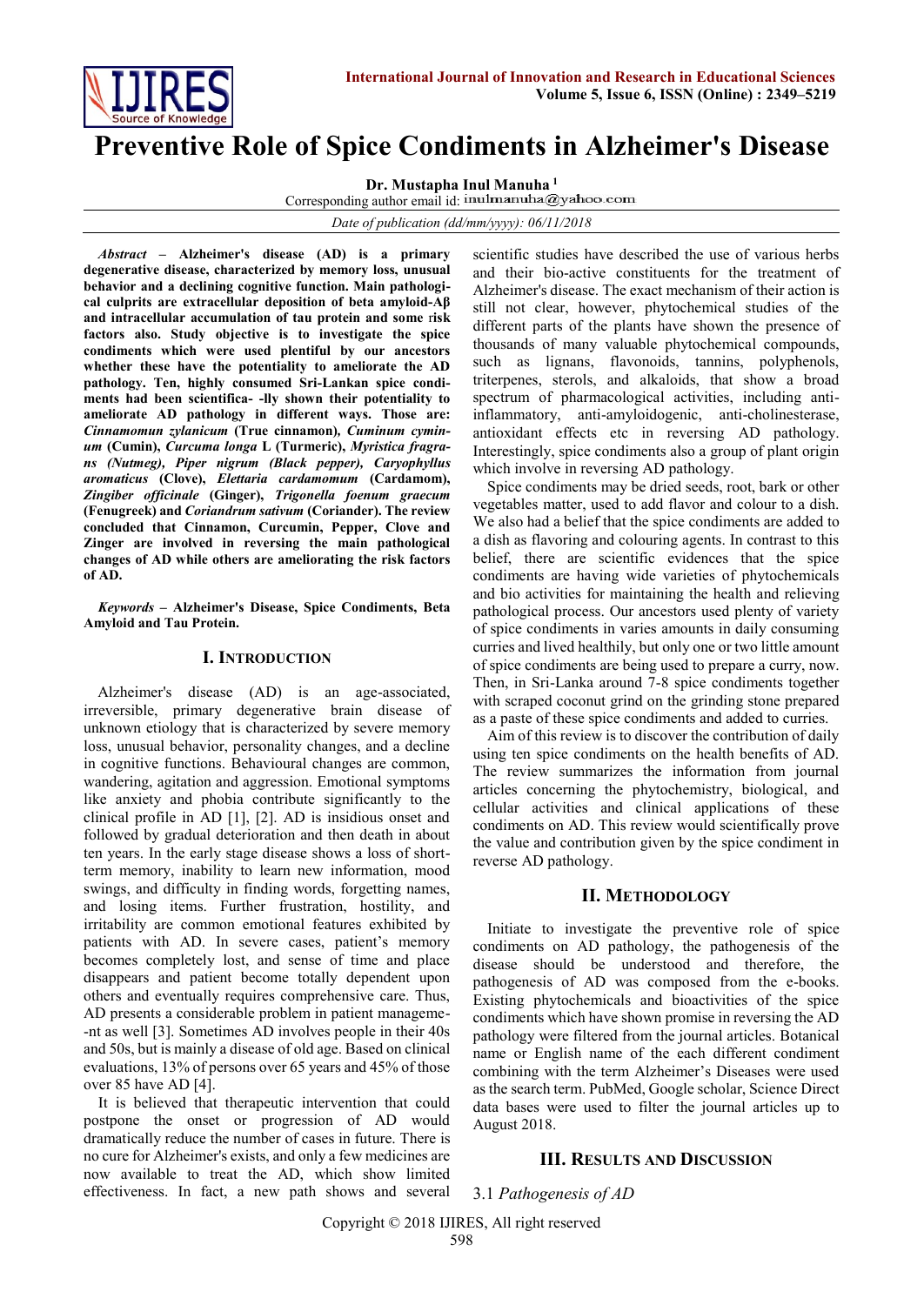# Preventive Role of Spice Condiments in Alzheimer's Disease

**Dr. Mustapha Inul Manuha** [1]

Corresponding author email id: inulmanuha@yahoo.com

*Date of publication (dd/mm/yyyy): 06/11/2018*

***Abstract*** **– Alzheimer's disease (AD) is a primary degenerative disease, characterized by memory loss, unusual behavior and a declining cognitive function. Main pathological culprits are extracellular deposition of beta amyloid-Aβ and intracellular accumulation of tau protein and some risk factors also. Study objective is to investigate the spice condiments which were used plentiful by our ancestors whether these have the potentiality to ameliorate the AD pathology. Ten, highly consumed Sri-Lankan spice condiments had been scientifica- -lly shown their potentiality to ameliorate AD pathology in different ways. Those are: *Cinnamomun zylanicum* (True cinnamon), *Cuminum cyminum* (Cumin), *Curcuma longa* L (Turmeric), *Myristica fragrans (Nutmeg), Piper nigrum (Black pepper), Caryophyllus aromaticus* (Clove), *Elettaria cardamomum* (Cardamom), *Zingiber officinale* (Ginger), *Trigonella foenum graecum* (Fenugreek) and *Coriandrum sativum* (Coriander). The review concluded that Cinnamon, Curcumin, Pepper, Clove and Zinger are involved in reversing the main pathological changes of AD while others are ameliorating the risk factors of AD.**

***Keywords*** **– Alzheimer's Disease, Spice Condiments, Beta Amyloid and Tau Protein.**

## I. Introduction

Alzheimer's disease (AD) is an age-associated, irreversible, primary degenerative brain disease of unknown etiology that is characterized by severe memory loss, unusual behavior, personality changes, and a decline in cognitive functions. Behavioural changes are common, wandering, agitation and aggression. Emotional symptoms like anxiety and phobia contribute significantly to the clinical profile in AD [1], [2]. AD is insidious onset and followed by gradual deterioration and then death in about ten years. In the early stage disease shows a loss of short-term memory, inability to learn new information, mood swings, and difficulty in finding words, forgetting names, and losing items. Further frustration, hostility, and irritability are common emotional features exhibited by patients with AD. In severe cases, patient's memory becomes completely lost, and sense of time and place disappears and patient become totally dependent upon others and eventually requires comprehensive care. Thus, AD presents a considerable problem in patient manageme- -nt as well [3]. Sometimes AD involves people in their 40s and 50s, but is mainly a disease of old age. Based on clinical evaluations, 13% of persons over 65 years and 45% of those over 85 have AD [4].

It is believed that therapeutic intervention that could postpone the onset or progression of AD would dramatically reduce the number of cases in future. There is no cure for Alzheimer's exists, and only a few medicines are now available to treat the AD, which show limited effectiveness. In fact, a new path shows and several scientific studies have described the use of various herbs and their bio-active constituents for the treatment of Alzheimer's disease. The exact mechanism of their action is still not clear, however, phytochemical studies of the different parts of the plants have shown the presence of thousands of many valuable phytochemical compounds, such as lignans, flavonoids, tannins, polyphenols, triterpenes, sterols, and alkaloids, that show a broad spectrum of pharmacological activities, including anti-inflammatory, anti-amyloidogenic, anti-cholinesterase, antioxidant effects etc in reversing AD pathology. Interestingly, spice condiments also a group of plant origin which involve in reversing AD pathology.

Spice condiments may be dried seeds, root, bark or other vegetables matter, used to add flavor and colour to a dish. We also had a belief that the spice condiments are added to a dish as flavoring and colouring agents. In contrast to this belief, there are scientific evidences that the spice condiments are having wide varieties of phytochemicals and bio activities for maintaining the health and relieving pathological process. Our ancestors used plenty of variety of spice condiments in varies amounts in daily consuming curries and lived healthily, but only one or two little amount of spice condiments are being used to prepare a curry, now. Then, in Sri-Lanka around 7-8 spice condiments together with scraped coconut grind on the grinding stone prepared as a paste of these spice condiments and added to curries.

Aim of this review is to discover the contribution of daily using ten spice condiments on the health benefits of AD. The review summarizes the information from journal articles concerning the phytochemistry, biological, and cellular activities and clinical applications of these condiments on AD. This review would scientifically prove the value and contribution given by the spice condiment in reverse AD pathology.

## II. Methodology

Initiate to investigate the preventive role of spice condiments on AD pathology, the pathogenesis of the disease should be understood and therefore, the pathogenesis of AD was composed from the e-books. Existing phytochemicals and bioactivities of the spice condiments which have shown promise in reversing the AD pathology were filtered from the journal articles. Botanical name or English name of the each different condiment combining with the term Alzheimer's Diseases were used as the search term. PubMed, Google scholar, Science Direct data bases were used to filter the journal articles up to August 2018.

## III. Results and Discussion

### 3.1 *Pathogenesis of AD*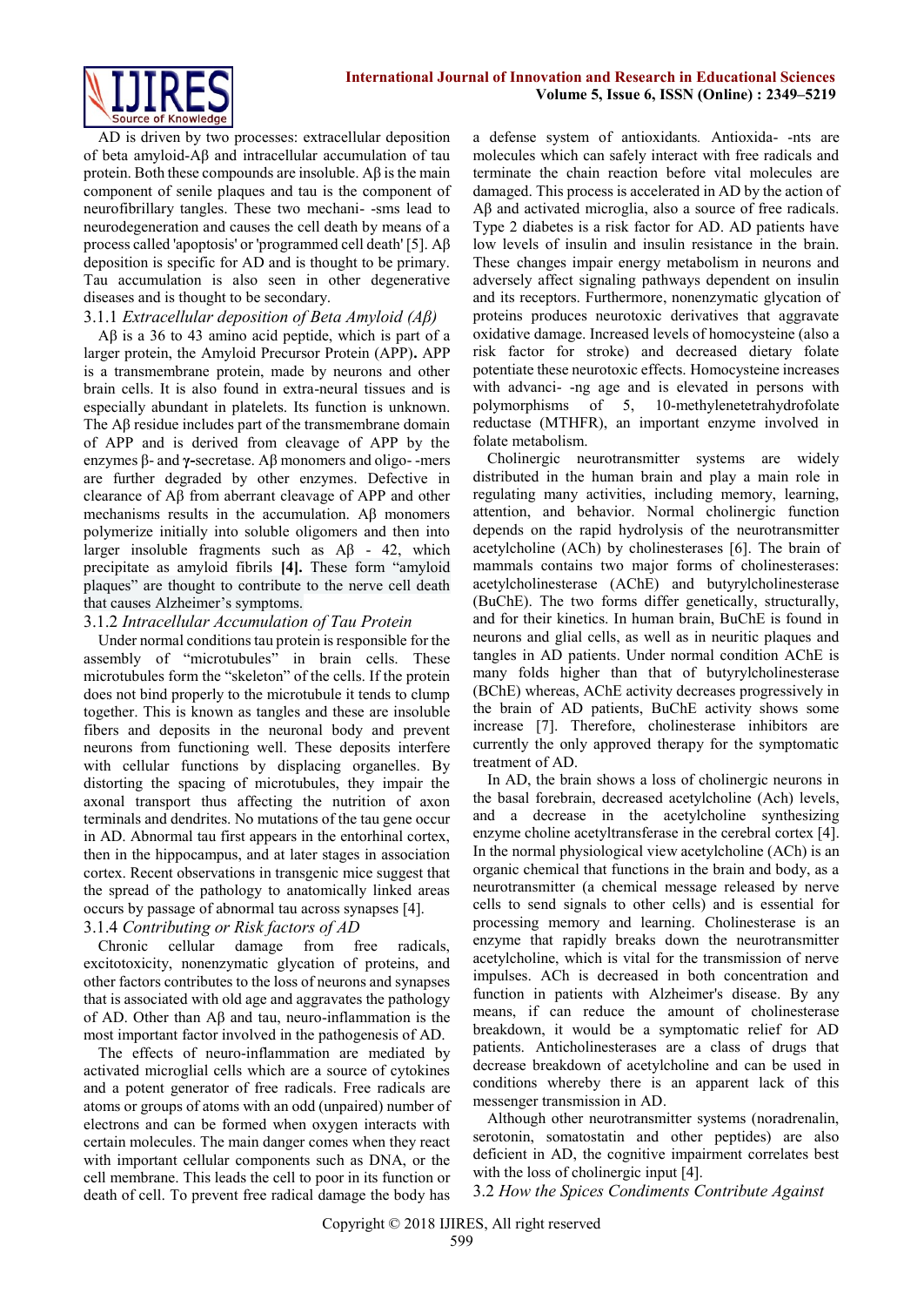AD is driven by two processes: extracellular deposition of beta amyloid-Aβ and intracellular accumulation of tau protein. Both these compounds are insoluble. Aβ is the main component of senile plaques and tau is the component of neurofibrillary tangles. These two mechani- -sms lead to neurodegeneration and causes the cell death by means of a process called 'apoptosis' or 'programmed cell death' [5]. Aβ deposition is specific for AD and is thought to be primary. Tau accumulation is also seen in other degenerative diseases and is thought to be secondary.

### 3.1.1 *Extracellular deposition of Beta Amyloid (Aβ)*

Aβ is a 36 to 43 amino acid peptide, which is part of a larger protein, the Amyloid Precursor Protein (APP)**.** APP is a transmembrane protein, made by neurons and other brain cells. It is also found in extra-neural tissues and is especially abundant in platelets. Its function is unknown. The Aβ residue includes part of the transmembrane domain of APP and is derived from cleavage of APP by the enzymes β- and **γ**-secretase. Aβ monomers and oligo- -mers are further degraded by other enzymes. Defective in clearance of Aβ from aberrant cleavage of APP and other mechanisms results in the accumulation. Aβ monomers polymerize initially into soluble oligomers and then into larger insoluble fragments such as Aβ - 42, which precipitate as amyloid fibrils **[4].** These form "amyloid plaques" are thought to contribute to the nerve cell death that causes Alzheimer's symptoms.

### 3.1.2 *Intracellular Accumulation of Tau Protein*

Under normal conditions tau protein is responsible for the assembly of "microtubules" in brain cells. These microtubules form the "skeleton" of the cells. If the protein does not bind properly to the microtubule it tends to clump together. This is known as tangles and these are insoluble fibers and deposits in the neuronal body and prevent neurons from functioning well. These deposits interfere with cellular functions by displacing organelles. By distorting the spacing of microtubules, they impair the axonal transport thus affecting the nutrition of axon terminals and dendrites. No mutations of the tau gene occur in AD. Abnormal tau first appears in the entorhinal cortex, then in the hippocampus, and at later stages in association cortex. Recent observations in transgenic mice suggest that the spread of the pathology to anatomically linked areas occurs by passage of abnormal tau across synapses [4].

### 3.1.4 *Contributing or Risk factors of AD*

Chronic cellular damage from free radicals, excitotoxicity, nonenzymatic glycation of proteins, and other factors contributes to the loss of neurons and synapses that is associated with old age and aggravates the pathology of AD. Other than Aβ and tau, neuro-inflammation is the most important factor involved in the pathogenesis of AD.

The effects of neuro-inflammation are mediated by activated microglial cells which are a source of cytokines and a potent generator of free radicals. Free radicals are atoms or groups of atoms with an odd (unpaired) number of electrons and can be formed when oxygen interacts with certain molecules. The main danger comes when they react with important cellular components such as DNA, or the cell membrane. This leads the cell to poor in its function or death of cell. To prevent free radical damage the body has a defense system of antioxidants*.* Antioxida- -nts are molecules which can safely interact with free radicals and terminate the chain reaction before vital molecules are damaged. This process is accelerated in AD by the action of Aβ and activated microglia, also a source of free radicals. Type 2 diabetes is a risk factor for AD. AD patients have low levels of insulin and insulin resistance in the brain. These changes impair energy metabolism in neurons and adversely affect signaling pathways dependent on insulin and its receptors. Furthermore, nonenzymatic glycation of proteins produces neurotoxic derivatives that aggravate oxidative damage. Increased levels of homocysteine (also a risk factor for stroke) and decreased dietary folate potentiate these neurotoxic effects. Homocysteine increases with advanci- -ng age and is elevated in persons with polymorphisms of 5, 10-methylenetetrahydrofolate reductase (MTHFR), an important enzyme involved in folate metabolism.

Cholinergic neurotransmitter systems are widely distributed in the human brain and play a main role in regulating many activities, including memory, learning, attention, and behavior. Normal cholinergic function depends on the rapid hydrolysis of the neurotransmitter acetylcholine (ACh) by cholinesterases [6]. The brain of mammals contains two major forms of cholinesterases: acetylcholinesterase (AChE) and butyrylcholinesterase (BuChE). The two forms differ genetically, structurally, and for their kinetics. In human brain, BuChE is found in neurons and glial cells, as well as in neuritic plaques and tangles in AD patients. Under normal condition AChE is many folds higher than that of butyrylcholinesterase (BChE) whereas, AChE activity decreases progressively in the brain of AD patients, BuChE activity shows some increase [7]. Therefore, cholinesterase inhibitors are currently the only approved therapy for the symptomatic treatment of AD.

In AD, the brain shows a loss of cholinergic neurons in the basal forebrain, decreased acetylcholine (Ach) levels, and a decrease in the acetylcholine synthesizing enzyme choline acetyltransferase in the cerebral cortex [4]. In the normal physiological view acetylcholine (ACh) is an organic chemical that functions in the brain and body, as a neurotransmitter (a chemical message released by nerve cells to send signals to other cells) and is essential for processing memory and learning. Cholinesterase is an enzyme that rapidly breaks down the neurotransmitter acetylcholine, which is vital for the transmission of nerve impulses. ACh is decreased in both concentration and function in patients with Alzheimer's disease. By any means, if can reduce the amount of cholinesterase breakdown, it would be a symptomatic relief for AD patients. Anticholinesterases are a class of drugs that decrease breakdown of acetylcholine and can be used in conditions whereby there is an apparent lack of this messenger transmission in AD.

Although other neurotransmitter systems (noradrenalin, serotonin, somatostatin and other peptides) are also deficient in AD, the cognitive impairment correlates best with the loss of cholinergic input [4].

### 3.2 *How the Spices Condiments Contribute Against*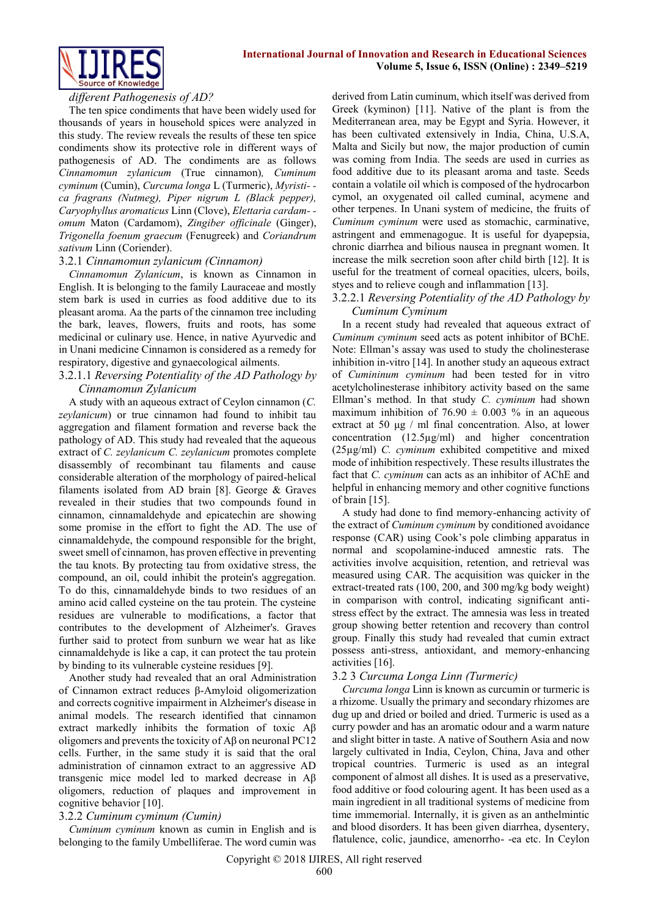*different Pathogenesis of AD?*

The ten spice condiments that have been widely used for thousands of years in household spices were analyzed in this study. The review reveals the results of these ten spice condiments show its protective role in different ways of pathogenesis of AD. The condiments are as follows *Cinnamomun zylanicum* (True cinnamon)*, Cuminum cyminum* (Cumin), *Curcuma longa* L (Turmeric), *Myristica fragrans (Nutmeg), Piper nigrum L (Black pepper), Caryophyllus aromaticus* Linn (Clove), *Elettaria cardamomum* Maton (Cardamom), *Zingiber officinale* (Ginger), *Trigonella foenum graecum* (Fenugreek) and *Coriandrum sativum* Linn (Coriender).

### 3.2.1 *Cinnamomun zylanicum (Cinnamon)*

*Cinnamomun Zylanicum*, is known as Cinnamon in English. It is belonging to the family Lauraceae and mostly stem bark is used in curries as food additive due to its pleasant aroma. Aa the parts of the cinnamon tree including the bark, leaves, flowers, fruits and roots, has some medicinal or culinary use. Hence, in native Ayurvedic and in Unani medicine Cinnamon is considered as a remedy for respiratory, digestive and gynaecological ailments.

#### 3.2.1.1 *Reversing Potentiality of the AD Pathology by Cinnamomun Zylanicum*

A study with an aqueous extract of Ceylon cinnamon (*C. zeylanicum*) or true cinnamon had found to inhibit tau aggregation and filament formation and reverse back the pathology of AD. This study had revealed that the aqueous extract of *C. zeylanicum C. zeylanicum* promotes complete disassembly of recombinant tau filaments and cause considerable alteration of the morphology of paired-helical filaments isolated from AD brain [8]. George & Graves revealed in their studies that two compounds found in cinnamon, cinnamaldehyde and epicatechin are showing some promise in the effort to fight the AD. The use of cinnamaldehyde, the compound responsible for the bright, sweet smell of cinnamon, has proven effective in preventing the tau knots. By protecting tau from oxidative stress, the compound, an oil, could inhibit the protein's aggregation. To do this, cinnamaldehyde binds to two residues of an amino acid called cysteine on the tau protein. The cysteine residues are vulnerable to modifications, a factor that contributes to the development of Alzheimer's. Graves further said to protect from sunburn we wear hat as like cinnamaldehyde is like a cap, it can protect the tau protein by binding to its vulnerable cysteine residues [9].

Another study had revealed that an oral Administration of Cinnamon extract reduces β-Amyloid oligomerization and corrects cognitive impairment in Alzheimer's disease in animal models. The research identified that cinnamon extract markedly inhibits the formation of toxic Aβ oligomers and prevents the toxicity of Aβ on neuronal PC12 cells. Further, in the same study it is said that the oral administration of cinnamon extract to an aggressive AD transgenic mice model led to marked decrease in Aβ oligomers, reduction of plaques and improvement in cognitive behavior [10].

### 3.2.2 *Cuminum cyminum (Cumin)*

*Cuminum cyminum* known as cumin in English and is belonging to the family Umbelliferae. The word cumin was derived from Latin cuminum, which itself was derived from Greek (kyminon) [11]. Native of the plant is from the Mediterranean area, may be Egypt and Syria. However, it has been cultivated extensively in India, China, U.S.A, Malta and Sicily but now, the major production of cumin was coming from India. The seeds are used in curries as food additive due to its pleasant aroma and taste. Seeds contain a volatile oil which is composed of the hydrocarbon cymol, an oxygenated oil called cuminal, acymene and other terpenes. In Unani system of medicine, the fruits of *Cuminum cyminum* were used as stomachic, carminative, astringent and emmenagogue. It is useful for dyapepsia, chronic diarrhea and bilious nausea in pregnant women. It increase the milk secretion soon after child birth [12]. It is useful for the treatment of corneal opacities, ulcers, boils, styes and to relieve cough and inflammation [13].

#### 3.2.2.1 *Reversing Potentiality of the AD Pathology by Cuminum Cyminum*

In a recent study had revealed that aqueous extract of *Cuminum cyminum* seed acts as potent inhibitor of BChE. Note: Ellman's assay was used to study the cholinesterase inhibition in-vitro [14]. In another study an aqueous extract of *Cumininum cyminum* had been tested for in vitro acetylcholinesterase inhibitory activity based on the same Ellman's method. In that study *C. cyminum* had shown maximum inhibition of 76.90 ± 0.003 % in an aqueous extract at 50 µg / ml final concentration. Also, at lower concentration (12.5µg/ml) and higher concentration (25µg/ml) *C. cyminum* exhibited competitive and mixed mode of inhibition respectively. These results illustrates the fact that *C. cyminum* can acts as an inhibitor of AChE and helpful in enhancing memory and other cognitive functions of brain [15].

A study had done to find memory-enhancing activity of the extract of *Cuminum cyminum* by conditioned avoidance response (CAR) using Cook's pole climbing apparatus in normal and scopolamine-induced amnestic rats. The activities involve acquisition, retention, and retrieval was measured using CAR. The acquisition was quicker in the extract-treated rats (100, 200, and 300 mg/kg body weight) in comparison with control, indicating significant anti-stress effect by the extract. The amnesia was less in treated group showing better retention and recovery than control group. Finally this study had revealed that cumin extract possess anti-stress, antioxidant, and memory-enhancing activities [16].

### 3.2 3 *Curcuma Longa Linn (Turmeric)*

*Curcuma longa* Linn is known as curcumin or turmeric is a rhizome. Usually the primary and secondary rhizomes are dug up and dried or boiled and dried. Turmeric is used as a curry powder and has an aromatic odour and a warm nature and slight bitter in taste. A native of Southern Asia and now largely cultivated in India, Ceylon, China, Java and other tropical countries. Turmeric is used as an integral component of almost all dishes. It is used as a preservative, food additive or food colouring agent. It has been used as a main ingredient in all traditional systems of medicine from time immemorial. Internally, it is given as an anthelmintic and blood disorders. It has been given diarrhea, dysentery, flatulence, colic, jaundice, amenorrhoea etc. In Ceylon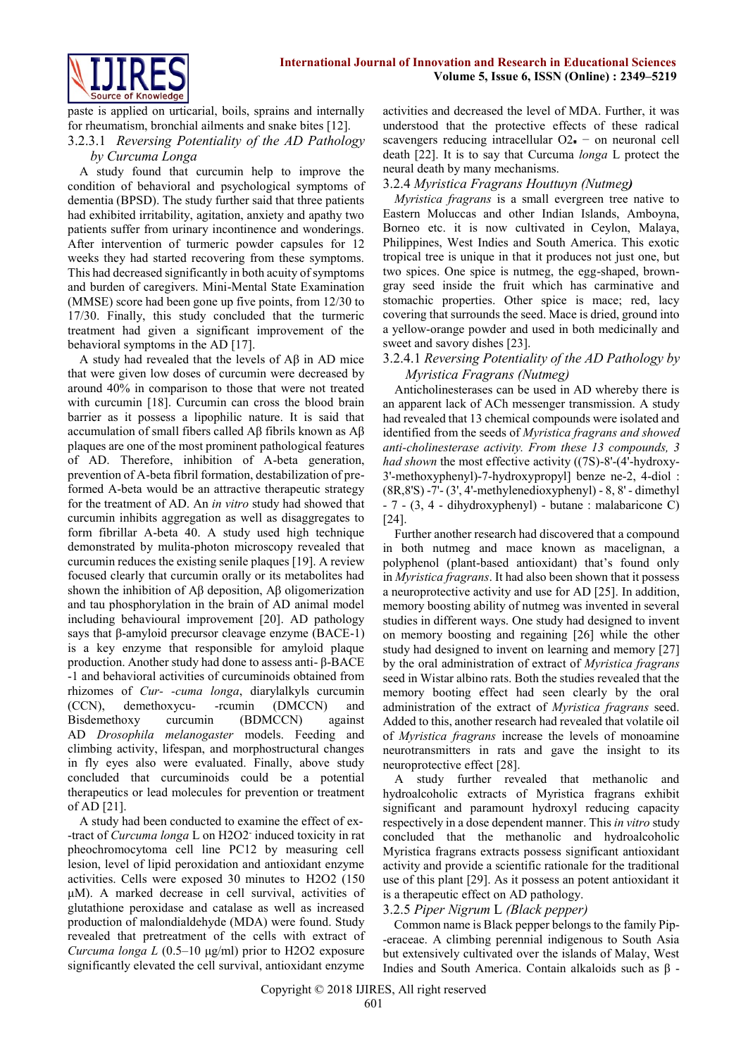paste is applied on urticarial, boils, sprains and internally for rheumatism, bronchial ailments and snake bites [12].

#### 3.2.3.1 *Reversing Potentiality of the AD Pathology by Curcuma Longa*

A study found that curcumin help to improve the condition of behavioral and psychological symptoms of dementia (BPSD). The study further said that three patients had exhibited irritability, agitation, anxiety and apathy two patients suffer from urinary incontinence and wonderings. After intervention of turmeric powder capsules for 12 weeks they had started recovering from these symptoms. This had decreased significantly in both acuity of symptoms and burden of caregivers. Mini-Mental State Examination (MMSE) score had been gone up five points, from 12/30 to 17/30. Finally, this study concluded that the turmeric treatment had given a significant improvement of the behavioral symptoms in the AD [17].

A study had revealed that the levels of Aβ in AD mice that were given low doses of curcumin were decreased by around 40% in comparison to those that were not treated with curcumin [18]. Curcumin can cross the blood brain barrier as it possess a lipophilic nature. It is said that accumulation of small fibers called Aβ fibrils known as Aβ plaques are one of the most prominent pathological features of AD. Therefore, inhibition of A-beta generation, prevention of A-beta fibril formation, destabilization of pre-formed A-beta would be an attractive therapeutic strategy for the treatment of AD. An *in vitro* study had showed that curcumin inhibits aggregation as well as disaggregates to form fibrillar A-beta 40. A study used high technique demonstrated by mulita-photon microscopy revealed that curcumin reduces the existing senile plaques [19]. A review focused clearly that curcumin orally or its metabolites had shown the inhibition of Aβ deposition, Aβ oligomerization and tau phosphorylation in the brain of AD animal model including behavioural improvement [20]. AD pathology says that β-amyloid precursor cleavage enzyme (BACE-1) is a key enzyme that responsible for amyloid plaque production. Another study had done to assess anti- β-BACE -1 and behavioral activities of curcuminoids obtained from rhizomes of *Cur- -cuma longa*, diarylalkyls curcumin (CCN), demethoxycu- -rcumin (DMCCN) and Bisdemethoxy curcumin (BDMCCN) against AD *Drosophila melanogaster* models. Feeding and climbing activity, lifespan, and morphostructural changes in fly eyes also were evaluated. Finally, above study concluded that curcuminoids could be a potential therapeutics or lead molecules for prevention or treatment of AD [21].

A study had been conducted to examine the effect of ex- -tract of *Curcuma longa* L on H2O2$^{-}$ induced toxicity in rat pheochromocytoma cell line PC12 by measuring cell lesion, level of lipid peroxidation and antioxidant enzyme activities. Cells were exposed 30 minutes to H2O2 (150 μM). A marked decrease in cell survival, activities of glutathione peroxidase and catalase as well as increased production of malondialdehyde (MDA) were found. Study revealed that pretreatment of the cells with extract of *Curcuma longa L* (0.5–10 μg/ml) prior to H2O2 exposure significantly elevated the cell survival, antioxidant enzyme activities and decreased the level of MDA. Further, it was understood that the protective effects of these radical scavengers reducing intracellular $O_2^{\bullet -}$ on neuronal cell death [22]. It is to say that Curcuma *longa* L protect the neural death by many mechanisms.

### 3.2.4 *Myristica Fragrans Houttuyn (Nutmeg)*

*Myristica fragrans* is a small evergreen tree native to Eastern Moluccas and other Indian Islands, Amboyna, Borneo etc. it is now cultivated in Ceylon, Malaya, Philippines, West Indies and South America. This exotic tropical tree is unique in that it produces not just one, but two spices. One spice is nutmeg, the egg-shaped, brown-gray seed inside the fruit which has carminative and stomachic properties. Other spice is mace; red, lacy covering that surrounds the seed. Mace is dried, ground into a yellow-orange powder and used in both medicinally and sweet and savory dishes [23].

#### 3.2.4.1 *Reversing Potentiality of the AD Pathology by Myristica Fragrans (Nutmeg)*

Anticholinesterases can be used in AD whereby there is an apparent lack of ACh messenger transmission. A study had revealed that 13 chemical compounds were isolated and identified from the seeds of *Myristica fragrans and showed anti-cholinesterase activity. From these 13 compounds, 3 had shown* the most effective activity ((7S)-8'-(4'-hydroxy-3'-methoxyphenyl)-7-hydroxypropyl] benze ne-2, 4-diol : (8R,8'S) -7'- (3', 4'-methylenedioxyphenyl) - 8, 8' - dimethyl - 7 - (3, 4 - dihydroxyphenyl) - butane : malabaricone C) [24].

Further another research had discovered that a compound in both nutmeg and mace known as macelignan, a polyphenol (plant-based antioxidant) that's found only in *Myristica fragrans*. It had also been shown that it possess a neuroprotective activity and use for AD [25]. In addition, memory boosting ability of nutmeg was invented in several studies in different ways. One study had designed to invent on memory boosting and regaining [26] while the other study had designed to invent on learning and memory [27] by the oral administration of extract of *Myristica fragrans* seed in Wistar albino rats. Both the studies revealed that the memory booting effect had seen clearly by the oral administration of the extract of *Myristica fragrans* seed. Added to this, another research had revealed that volatile oil of *Myristica fragrans* increase the levels of monoamine neurotransmitters in rats and gave the insight to its neuroprotective effect [28].

A study further revealed that methanolic and hydroalcoholic extracts of Myristica fragrans exhibit significant and paramount hydroxyl reducing capacity respectively in a dose dependent manner. This *in vitro* study concluded that the methanolic and hydroalcoholic Myristica fragrans extracts possess significant antioxidant activity and provide a scientific rationale for the traditional use of this plant [29]. As it possess an potent antioxidant it is a therapeutic effect on AD pathology.

### 3.2.5 *Piper Nigrum* L *(Black pepper)*

Common name is Black pepper belongs to the family Pip- -eraceae. A climbing perennial indigenous to South Asia but extensively cultivated over the islands of Malay, West Indies and South America. Contain alkaloids such as β -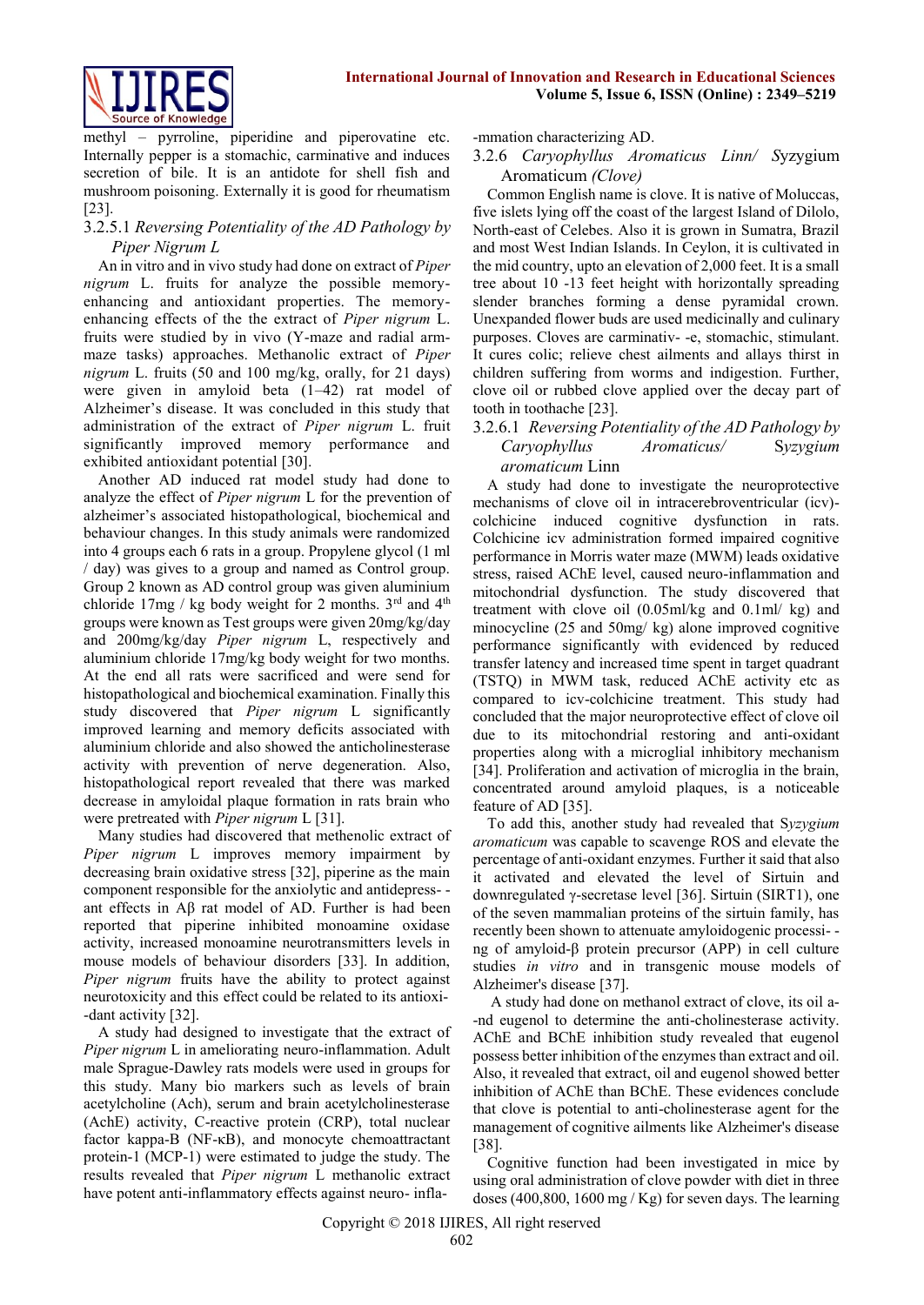methyl – pyrroline, piperidine and piperovatine etc. Internally pepper is a stomachic, carminative and induces secretion of bile. It is an antidote for shell fish and mushroom poisoning. Externally it is good for rheumatism [23].

#### 3.2.5.1 *Reversing Potentiality of the AD Pathology by Piper Nigrum L*

An in vitro and in vivo study had done on extract of *Piper nigrum* L. fruits for analyze the possible memory-enhancing and antioxidant properties. The memory-enhancing effects of the the extract of *Piper nigrum* L. fruits were studied by in vivo (Y-maze and radial arm-maze tasks) approaches. Methanolic extract of *Piper nigrum* L. fruits (50 and 100 mg/kg, orally, for 21 days) were given in amyloid beta (1–42) rat model of Alzheimer's disease. It was concluded in this study that administration of the extract of *Piper nigrum* L. fruit significantly improved memory performance and exhibited antioxidant potential [30].

Another AD induced rat model study had done to analyze the effect of *Piper nigrum* L for the prevention of alzheimer's associated histopathological, biochemical and behaviour changes. In this study animals were randomized into 4 groups each 6 rats in a group. Propylene glycol (1 ml / day) was gives to a group and named as Control group. Group 2 known as AD control group was given aluminium chloride 17mg / kg body weight for 2 months. 3rd and 4th groups were known as Test groups were given 20mg/kg/day and 200mg/kg/day *Piper nigrum* L, respectively and aluminium chloride 17mg/kg body weight for two months. At the end all rats were sacrificed and were send for histopathological and biochemical examination. Finally this study discovered that *Piper nigrum* L significantly improved learning and memory deficits associated with aluminium chloride and also showed the anticholinesterase activity with prevention of nerve degeneration. Also, histopathological report revealed that there was marked decrease in amyloidal plaque formation in rats brain who were pretreated with *Piper nigrum* L [31].

Many studies had discovered that methenolic extract of *Piper nigrum* L improves memory impairment by decreasing brain oxidative stress [32], piperine as the main component responsible for the anxiolytic and antidepress- -ant effects in Aβ rat model of AD. Further it is had been reported that piperine inhibited monoamine oxidase activity, increased monoamine neurotransmitters levels in mouse models of behaviour disorders [33]. In addition, *Piper nigrum* fruits have the ability to protect against neurotoxicity and this effect could be related to its antioxi- -dant activity [32].

A study had designed to investigate that the extract of *Piper nigrum* L in ameliorating neuro-inflammation. Adult male Sprague-Dawley rats models were used in groups for this study. Many bio markers such as levels of brain acetylcholine (Ach), serum and brain acetylcholinesterase (AchE) activity, C-reactive protein (CRP), total nuclear factor kappa-B (NF-κB), and monocyte chemoattractant protein-1 (MCP-1) were estimated to judge the study. The results revealed that *Piper nigrum* L methanolic extract have potent anti-inflammatory effects against neuro- infla- -mmation characterizing AD.

### 3.2.6 *Caryophyllus Aromaticus Linn/ S*yzygium Aromaticum *(Clove)*

Common English name is clove. It is native of Moluccas, five islets lying off the coast of the largest Island of Dilolo, North-east of Celebes. Also it is grown in Sumatra, Brazil and most West Indian Islands. In Ceylon, it is cultivated in the mid country, upto an elevation of 2,000 feet. It is a small tree about 10 -13 feet height with horizontally spreading slender branches forming a dense pyramidal crown. Unexpanded flower buds are used medicinally and culinary purposes. Cloves are carminativ- -e, stomachic, stimulant. It cures colic; relieve chest ailments and allays thirst in children suffering from worms and indigestion. Further, clove oil or rubbed clove applied over the decay part of tooth in toothache [23].

#### 3.2.6.1 *Reversing Potentiality of the AD Pathology by Caryophyllus Aromaticus/* S*yzygium aromaticum* Linn

A study had done to investigate the neuroprotective mechanisms of clove oil in intracerebroventricular (icv)-colchicine induced cognitive dysfunction in rats. Colchicine icv administration formed impaired cognitive performance in Morris water maze (MWM) leads oxidative stress, raised AChE level, caused neuro-inflammation and mitochondrial dysfunction. The study discovered that treatment with clove oil (0.05ml/kg and 0.1ml/ kg) and minocycline (25 and 50mg/ kg) alone improved cognitive performance significantly with evidenced by reduced transfer latency and increased time spent in target quadrant (TSTQ) in MWM task, reduced AChE activity etc as compared to icv-colchicine treatment. This study had concluded that the major neuroprotective effect of clove oil due to its mitochondrial restoring and anti-oxidant properties along with a microglial inhibitory mechanism [34]. Proliferation and activation of microglia in the brain, concentrated around amyloid plaques, is a noticeable feature of AD [35].

To add this, another study had revealed that S*yzygium aromaticum* was capable to scavenge ROS and elevate the percentage of anti-oxidant enzymes. Further it said that also it activated and elevated the level of Sirtuin and downregulated γ-secretase level [36]. Sirtuin (SIRT1), one of the seven mammalian proteins of the sirtuin family, has recently been shown to attenuate amyloidogenic processi- -ng of amyloid-β protein precursor (APP) in cell culture studies *in vitro* and in transgenic mouse models of Alzheimer's disease [37].

A study had done on methanol extract of clove, its oil a- -nd eugenol to determine the anti-cholinesterase activity. AChE and BChE inhibition study revealed that eugenol possess better inhibition of the enzymes than extract and oil. Also, it revealed that extract, oil and eugenol showed better inhibition of AChE than BChE. These evidences conclude that clove is potential to anti-cholinesterase agent for the management of cognitive ailments like Alzheimer's disease [38].

Cognitive function had been investigated in mice by using oral administration of clove powder with diet in three doses (400,800, 1600 mg / Kg) for seven days. The learning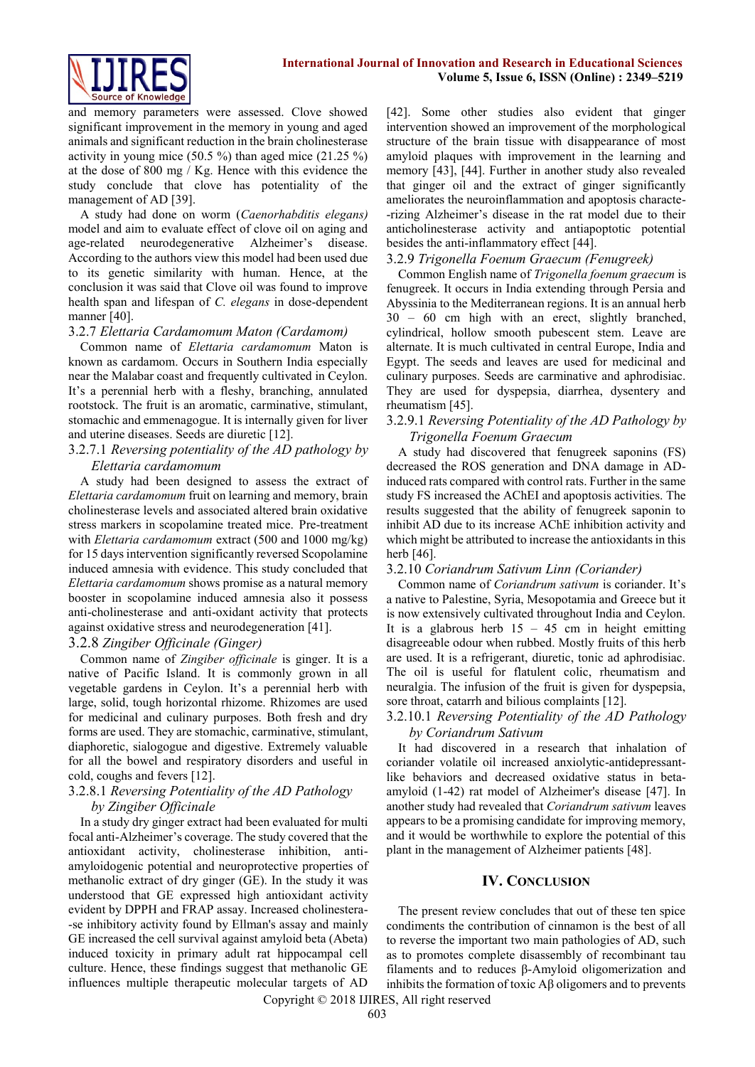and memory parameters were assessed. Clove showed significant improvement in the memory in young and aged animals and significant reduction in the brain cholinesterase activity in young mice (50.5 %) than aged mice (21.25 %) at the dose of 800 mg / Kg. Hence with this evidence the study conclude that clove has potentiality of the management of AD [39].

A study had done on worm (*Caenorhabditis elegans)* model and aim to evaluate effect of clove oil on aging and age-related neurodegenerative Alzheimer's disease. According to the authors view this model had been used due to its genetic similarity with human. Hence, at the conclusion it was said that Clove oil was found to improve health span and lifespan of *C. elegans* in dose-dependent manner [40].

### 3.2.7 *Elettaria Cardamomum Maton (Cardamom)*

Common name of *Elettaria cardamomum* Maton is known as cardamom. Occurs in Southern India especially near the Malabar coast and frequently cultivated in Ceylon. It's a perennial herb with a fleshy, branching, annulated rootstock. The fruit is an aromatic, carminative, stimulant, stomachic and emmenagogue. It is internally given for liver and uterine diseases. Seeds are diuretic [12].

#### 3.2.7.1 *Reversing potentiality of the AD pathology by Elettaria cardamomum*

A study had been designed to assess the extract of *Elettaria cardamomum* fruit on learning and memory, brain cholinesterase levels and associated altered brain oxidative stress markers in scopolamine treated mice. Pre-treatment with *Elettaria cardamomum* extract (500 and 1000 mg/kg) for 15 days intervention significantly reversed Scopolamine induced amnesia with evidence. This study concluded that *Elettaria cardamomum* shows promise as a natural memory booster in scopolamine induced amnesia also it possess anti-cholinesterase and anti-oxidant activity that protects against oxidative stress and neurodegeneration [41].

### 3.2.8 *Zingiber Officinale (Ginger)*

Common name of *Zingiber officinale* is ginger. It is a native of Pacific Island. It is commonly grown in all vegetable gardens in Ceylon. It's a perennial herb with large, solid, tough horizontal rhizome. Rhizomes are used for medicinal and culinary purposes. Both fresh and dry forms are used. They are stomachic, carminative, stimulant, diaphoretic, sialogogue and digestive. Extremely valuable for all the bowel and respiratory disorders and useful in cold, coughs and fevers [12].

#### 3.2.8.1 *Reversing Potentiality of the AD Pathology by Zingiber Officinale*

In a study dry ginger extract had been evaluated for multi focal anti-Alzheimer's coverage. The study covered that the antioxidant activity, cholinesterase inhibition, anti-amyloidogenic potential and neuroprotective properties of methanolic extract of dry ginger (GE). In the study it was understood that GE expressed high antioxidant activity evident by DPPH and FRAP assay. Increased cholinesterase inhibitory activity found by Ellman's assay and mainly GE increased the cell survival against amyloid beta (Abeta) induced toxicity in primary adult rat hippocampal cell culture. Hence, these findings suggest that methanolic GE influences multiple therapeutic molecular targets of AD [42]. Some other studies also evident that ginger intervention showed an improvement of the morphological structure of the brain tissue with disappearance of most amyloid plaques with improvement in the learning and memory [43], [44]. Further in another study also revealed that ginger oil and the extract of ginger significantly ameliorates the neuroinflammation and apoptosis characterizing Alzheimer's disease in the rat model due to their anticholinesterase activity and antiapoptotic potential besides the anti-inflammatory effect [44].

### 3.2.9 *Trigonella Foenum Graecum (Fenugreek)*

Common English name of *Trigonella foenum graecum* is fenugreek. It occurs in India extending through Persia and Abyssinia to the Mediterranean regions. It is an annual herb 30 – 60 cm high with an erect, slightly branched, cylindrical, hollow smooth pubescent stem. Leave are alternate. It is much cultivated in central Europe, India and Egypt. The seeds and leaves are used for medicinal and culinary purposes. Seeds are carminative and aphrodisiac. They are used for dyspepsia, diarrhea, dysentery and rheumatism [45].

#### 3.2.9.1 *Reversing Potentiality of the AD Pathology by Trigonella Foenum Graecum*

A study had discovered that fenugreek saponins (FS) decreased the ROS generation and DNA damage in AD-induced rats compared with control rats. Further in the same study FS increased the AChEI and apoptosis activities. The results suggested that the ability of fenugreek saponin to inhibit AD due to its increase AChE inhibition activity and which might be attributed to increase the antioxidants in this herb [46].

### 3.2.10 *Coriandrum Sativum Linn (Coriander)*

Common name of *Coriandrum sativum* is coriander. It's a native to Palestine, Syria, Mesopotamia and Greece but it is now extensively cultivated throughout India and Ceylon. It is a glabrous herb 15 – 45 cm in height emitting disagreeable odour when rubbed. Mostly fruits of this herb are used. It is a refrigerant, diuretic, tonic ad aphrodisiac. The oil is useful for flatulent colic, rheumatism and neuralgia. The infusion of the fruit is given for dyspepsia, sore throat, catarrh and bilious complaints [12].

#### 3.2.10.1 *Reversing Potentiality of the AD Pathology by Coriandrum Sativum*

It had discovered in a research that inhalation of coriander volatile oil increased anxiolytic-antidepressant-like behaviors and decreased oxidative status in beta-amyloid (1-42) rat model of Alzheimer's disease [47]. In another study had revealed that *Coriandrum sativum* leaves appears to be a promising candidate for improving memory, and it would be worthwhile to explore the potential of this plant in the management of Alzheimer patients [48].

## IV. Conclusion

The present review concludes that out of these ten spice condiments the contribution of cinnamon is the best of all to reverse the important two main pathologies of AD, such as to promotes complete disassembly of recombinant tau filaments and to reduces β-Amyloid oligomerization and inhibits the formation of toxic Aβ oligomers and to prevents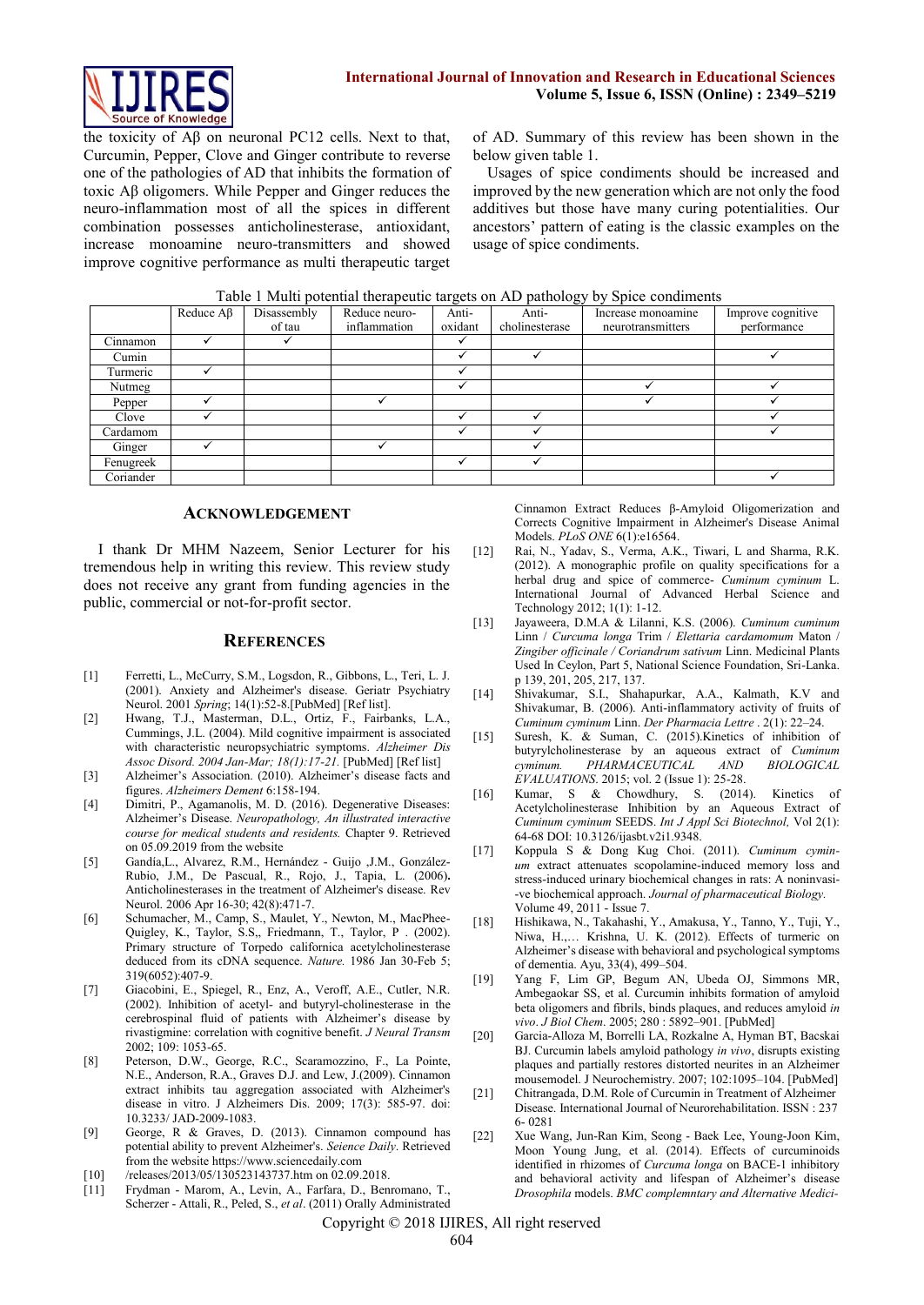the toxicity of Aβ on neuronal PC12 cells. Next to that, Curcumin, Pepper, Clove and Ginger contribute to reverse one of the pathologies of AD that inhibits the formation of toxic Aβ oligomers. While Pepper and Ginger reduces the neuro-inflammation most of all the spices in different combination possesses anticholinesterase, antioxidant, increase monoamine neuro-transmitters and showed improve cognitive performance as multi therapeutic target of AD. Summary of this review has been shown in the below given table 1.

Usages of spice condiments should be increased and improved by the new generation which are not only the food additives but those have many curing potentialities. Our ancestors' pattern of eating is the classic examples on the usage of spice condiments.

Table 1 Multi potential therapeutic targets on AD pathology by Spice condiments

| | Reduce Aβ | Disassembly of tau | Reduce neuro-inflammation | Anti-oxidant | Anti-cholinesterase | Increase monoamine neurotransmitters | Improve cognitive performance |
|---|---|---|---|---|---|---|---|
| Cinnamon | ✓ | ✓ | | ✓ | | | |
| Cumin | | | | ✓ | ✓ | | ✓ |
| Turmeric | ✓ | | | ✓ | | | |
| Nutmeg | | | | ✓ | | ✓ | ✓ |
| Pepper | ✓ | | ✓ | | | ✓ | ✓ |
| Clove | ✓ | | | ✓ | ✓ | | ✓ |
| Cardamom | | | | ✓ | ✓ | | ✓ |
| Ginger | ✓ | | ✓ | | ✓ | | |
| Fenugreek | | | | ✓ | ✓ | | |
| Coriander | | | | | | | ✓ |

## ACKNOWLEDGEMENT

I thank Dr MHM Nazeem, Senior Lecturer for his tremendous help in writing this review. This review study does not receive any grant from funding agencies in the public, commercial or not-for-profit sector.

## REFERENCES

[1] Ferretti, L., McCurry, S.M., Logsdon, R., Gibbons, L., Teri, L. J. (2001). Anxiety and Alzheimer's disease. Geriatr Psychiatry Neurol. 2001 *Spring*; 14(1):52-8.[PubMed] [Ref list].

[2] Hwang, T.J., Masterman, D.L., Ortiz, F., Fairbanks, L.A., Cummings, J.L. (2004). Mild cognitive impairment is associated with characteristic neuropsychiatric symptoms. *Alzheimer Dis Assoc Disord. 2004 Jan-Mar; 18(1):17-21.* [PubMed] [Ref list]

[3] Alzheimer's Association. (2010). Alzheimer's disease facts and figures. *Alzheimers Dement* 6:158-194.

[4] Dimitri, P., Agamanolis, M. D. (2016). Degenerative Diseases: Alzheimer's Disease. *Neuropathology, An illustrated interactive course for medical students and residents.* Chapter 9. Retrieved on 05.09.2019 from the website

[5] Gandía,L., Alvarez, R.M., Hernández - Guijo ,J.M., González-Rubio, J.M., De Pascual, R., Rojo, J., Tapia, L. (2006)**.** Anticholinesterases in the treatment of Alzheimer's disease. Rev Neurol. 2006 Apr 16-30; 42(8):471-7.

[6] Schumacher, M., Camp, S., Maulet, Y., Newton, M., MacPhee-Quigley, K., Taylor, S.S,, Friedmann, T., Taylor, P . (2002). Primary structure of Torpedo californica acetylcholinesterase deduced from its cDNA sequence. *Nature.* 1986 Jan 30-Feb 5; 319(6052):407-9.

[7] Giacobini, E., Spiegel, R., Enz, A., Veroff, A.E., Cutler, N.R. (2002). Inhibition of acetyl- and butyryl-cholinesterase in the cerebrospinal fluid of patients with Alzheimer's disease by rivastigmine: correlation with cognitive benefit. *J Neural Transm* 2002; 109: 1053-65.

[8] Peterson, D.W., George, R.C., Scaramozzino, F., La Pointe, N.E., Anderson, R.A., Graves D.J. and Lew, J.(2009). Cinnamon extract inhibits tau aggregation associated with Alzheimer's disease in vitro. J Alzheimers Dis. 2009; 17(3): 585-97. doi: 10.3233/ JAD-2009-1083.

[9] George, R & Graves, D. (2013). Cinnamon compound has potential ability to prevent Alzheimer's. *Science Daily*. Retrieved from the website https://www.sciencedaily.com

[10] /releases/2013/05/130523143737.htm on 02.09.2018.

[11] Frydman - Marom, A., Levin, A., Farfara, D., Benromano, T., Scherzer - Attali, R., Peled, S., *et al*. (2011) Orally Administrated Cinnamon Extract Reduces β-Amyloid Oligomerization and Corrects Cognitive Impairment in Alzheimer's Disease Animal Models. *PLoS ONE* 6(1):e16564.

[12] Rai, N., Yadav, S., Verma, A.K., Tiwari, L and Sharma, R.K. (2012). A monographic profile on quality specifications for a herbal drug and spice of commerce- *Cuminum cyminum* L. International Journal of Advanced Herbal Science and Technology 2012; 1(1): 1-12.

[13] Jayaweera, D.M.A & Lilanni, K.S. (2006). *Cuminum cuminum* Linn / *Curcuma longa* Trim / *Elettaria cardamomum* Maton / *Zingiber officinale / Coriandrum sativum* Linn. Medicinal Plants Used In Ceylon, Part 5, National Science Foundation, Sri-Lanka. p 139, 201, 205, 217, 137.

[14] Shivakumar, S.I., Shahapurkar, A.A., Kalmath, K.V and Shivakumar, B. (2006). Anti-inflammatory activity of fruits of *Cuminum cyminum* Linn. *Der Pharmacia Lettre* . 2(1): 22–24.

[15] Suresh, K. & Suman, C. (2015).Kinetics of inhibition of butyrylcholinesterase by an aqueous extract of *Cuminum cyminum. PHARMACEUTICAL AND BIOLOGICAL EVALUATIONS.* 2015; vol. 2 (Issue 1): 25-28.

[16] Kumar, S & Chowdhury, S. (2014). Kinetics of Acetylcholinesterase Inhibition by an Aqueous Extract of *Cuminum cyminum* SEEDS. *Int J Appl Sci Biotechnol,* Vol 2(1): 64-68 DOI: 10.3126/ijasbt.v2i1.9348.

[17] Koppula S & Dong Kug Choi. (2011). *Cuminum cyminum* extract attenuates scopolamine-induced memory loss and stress-induced urinary biochemical changes in rats: A noninvasive biochemical approach. *Journal of pharmaceutical Biology.* Volume 49, 2011 - Issue 7.

[18] Hishikawa, N., Takahashi, Y., Amakusa, Y., Tanno, Y., Tuji, Y., Niwa, H.,… Krishna, U. K. (2012). Effects of turmeric on Alzheimer's disease with behavioral and psychological symptoms of dementia. Ayu, 33(4), 499–504.

[19] Yang F, Lim GP, Begum AN, Ubeda OJ, Simmons MR, Ambegaokar SS, et al. Curcumin inhibits formation of amyloid beta oligomers and fibrils, binds plaques, and reduces amyloid *in vivo*. *J Biol Chem*. 2005; 280 : 5892–901. [PubMed]

[20] Garcia-Alloza M, Borrelli LA, Rozkalne A, Hyman BT, Bacskai BJ. Curcumin labels amyloid pathology *in vivo*, disrupts existing plaques and partially restores distorted neurites in an Alzheimer mousemodel. J Neurochemistry. 2007; 102:1095–104. [PubMed]

[21] Chitrangada, D.M. Role of Curcumin in Treatment of Alzheimer Disease. International Journal of Neurorehabilitation. ISSN : 2376- 0281

[22] Xue Wang, Jun-Ran Kim, Seong - Baek Lee, Young-Joon Kim, Moon Young Jung, et al. (2014). Effects of curcuminoids identified in rhizomes of *Curcuma longa* on BACE-1 inhibitory and behavioral activity and lifespan of Alzheimer's disease *Drosophila* models. *BMC complemntary and Alternative Medici-*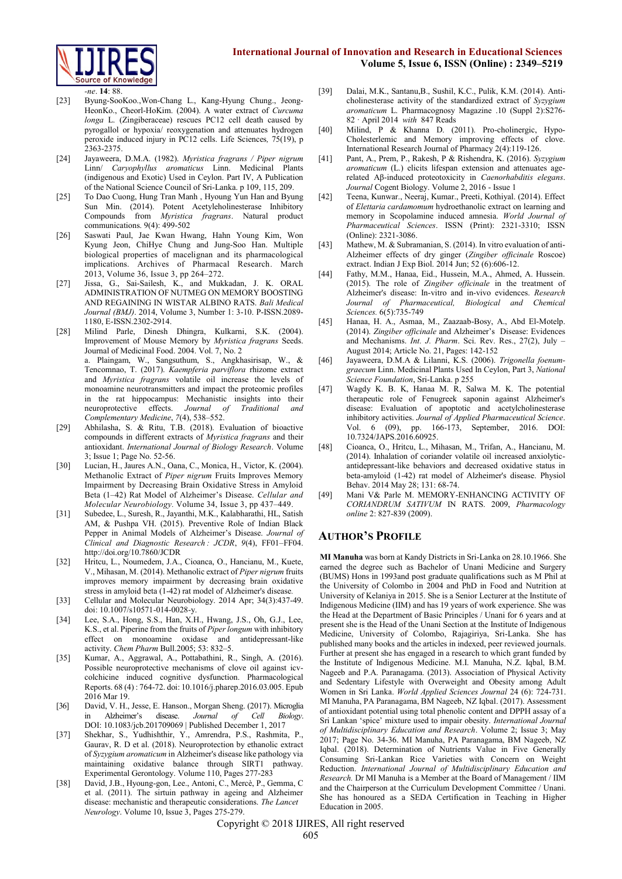*-ne*. **14**: 88.

[23] Byung-SooKoo.,Won-Chang L., Kang-Hyung Chung., Jeong-HeonKo., Cheorl-HoKim. (2004). A water extract of *Curcuma longa* L. (Zingiberaceae) rescues PC12 cell death caused by pyrogallol or hypoxia/ reoxygenation and attenuates hydrogen peroxide induced injury in PC12 cells. Life Sciences*,* 75(19), p 2363-2375.

[24] Jayaweera, D.M.A. (1982). *Myristica fragrans / Piper nigrum* Linn/ *Caryophyllus aromaticus* Linn. Medicinal Plants (indigenous and Exotic) Used in Ceylon. Part IV, A Publication of the National Science Council of Sri-Lanka. p 109, 115, 209.

[25] To Dao Cuong, Hung Tran Manh , Hyoung Yun Han and Byung Sun Min. (2014). Potent Acetyleholinesterase Inhibitory Compounds from *Myristica fragrans*. Natural product communications. 9(4): 499-502

[26] Saswati Paul, Jae Kwan Hwang, Hahn Young Kim, Won Kyung Jeon, ChiHye Chung and Jung-Soo Han. Multiple biological properties of macelignan and its pharmacological implications. Archives of Pharmacal Research. March 2013, Volume 36, Issue 3, pp 264–272.

[27] Jissa, G., Sai-Sailesh, K., and Mukkadan, J. K. ORAL ADMINISTRATION OF NUTMEG ON MEMORY BOOSTING AND REGAINING IN WISTAR ALBINO RATS. *Bali Medical Journal (BMJ)*. 2014, Volume 3, Number 1: 3-10. P-ISSN.2089-1180, E-ISSN.2302-2914.

[28] Milind Parle, Dinesh Dhingra, Kulkarni, S.K. (2004). Improvement of Mouse Memory by *Myristica fragrans* Seeds. Journal of Medicinal Food. 2004. Vol. 7, No. 2
a. Plaingam, W., Sangsuthum, S., Angkhasirisap, W., & Tencomnao, T. (2017). *Kaempferia parviflora* rhizome extract and *Myristica fragrans* volatile oil increase the levels of monoamine neurotransmitters and impact the proteomic profiles in the rat hippocampus: Mechanistic insights into their neuroprotective effects. *Journal of Traditional and Complementary Medicine*, *7*(4), 538–552.

[29] Abhilasha, S. & Ritu, T.B. (2018). Evaluation of bioactive compounds in different extracts of *Myristica fragrans* and their antioxidant. *International Journal of Biology Research*. Volume 3; Issue 1; Page No. 52-56.

[30] Lucian, H., Jaures A.N., Oana, C., Monica, H., Victor, K. (2004). Methanolic Extract of *Piper nigrum* Fruits Improves Memory Impairment by Decreasing Brain Oxidative Stress in Amyloid Beta (1–42) Rat Model of Alzheimer's Disease. *Cellular and Molecular Neurobiology*. Volume 34, Issue 3, pp 437–449.

[31] Subedee, L., Suresh, R., Jayanthi, M.K., Kalabharathi, HL, Satish AM, & Pushpa VH. (2015). Preventive Role of Indian Black Pepper in Animal Models of Alzheimer's Disease. *Journal of Clinical and Diagnostic Research : JCDR*, *9*(4), FF01–FF04. http://doi.org/10.7860/JCDR

[32] Hritcu, L., Noumedem, J.A., Cioanca, O., Hancianu, M., Kuete, V., Mihasan, M. (2014). Methanolic extract of *Piper nigrum* fruits improves memory impairment by decreasing brain oxidative stress in amyloid beta (1-42) rat model of Alzheimer's disease.

[33] Cellular and Molecular Neurobiology. 2014 Apr; 34(3):437-49. doi: 10.1007/s10571-014-0028-y.

[34] Lee, S.A., Hong, S.S., Han, X.H., Hwang, J.S., Oh, G.J., Lee, K.S., et al. Piperine from the fruits of *Piper longum* with inhibitory effect on monoamine oxidase and antidepressant-like activity. *Chem Pharm* Bull.2005; 53: 832–5.

[35] Kumar, A., Aggrawal, A., Pottabathini, R., Singh, A. (2016). Possible neuroprotective mechanisms of clove oil against icv-colchicine induced cognitive dysfunction. Pharmacological Reports. 68 (4) : 764-72. doi: 10.1016/j.pharep.2016.03.005. Epub 2016 Mar 19.

[36] David, V. H., Jesse, E. Hanson., Morgan Sheng. (2017). Microglia in Alzheimer's disease. *Journal of Cell Biology*. DOI: 10.1083/jcb.201709069 | Published December 1, 2017

[37] Shekhar, S., Yudhishthir, Y., Amrendra, P.S., Rashmita, P., Gaurav, R. D et al. (2018). Neuroprotection by ethanolic extract of *Syzygium aromaticum* in Alzheimer's disease like pathology via maintaining oxidative balance through SIRT1 pathway. Experimental Gerontology. Volume 110, Pages 277-283

[38] David, J.B., Hyoung-gon, Lee., Antoni, C., Mercè, P., Gemma, C et al. (2011). The sirtuin pathway in ageing and Alzheimer disease: mechanistic and therapeutic considerations. *The Lancet Neurology*. Volume 10, Issue 3, Pages 275-279.

[39] Dalai, M.K., Santanu,B., Sushil, K.C., Pulik, K.M. (2014). Anti-cholinesterase activity of the standardized extract of *Syzygium aromaticum* L. Pharmacognosy Magazine .10 (Suppl 2):S276-82 · April 2014 *with* 847 Reads

[40] Milind, P & Khanna D. (2011). Pro-cholinergic, Hypo-Cholesterlemic and Memory improving effects of clove. International Research Journal of Pharmacy 2(4):119-126.

[41] Pant, A., Prem, P., Rakesh, P & Rishendra, K. (2016). *Syzygium aromaticum* (L.) elicits lifespan extension and attenuates age-related Aβ-induced proteotoxicity in *Caenorhabditis elegans*. *Journal* Cogent Biology. Volume 2, 2016 - Issue 1

[42] Teena, Kunwar., Neeraj, Kumar., Preeti, Kothiyal. (2014). Effect of *Elettaria cardamomum* hydroethanolic extract on learning and memory in Scopolamine induced amnesia. *World Journal of Pharmaceutical Sciences*. ISSN (Print): 2321-3310; ISSN (Online): 2321-3086.

[43] Mathew, M. & Subramanian, S. (2014). In vitro evaluation of anti-Alzheimer effects of dry ginger (*Zingiber officinale* Roscoe) extract. Indian J Exp Biol. 2014 Jun; 52 (6):606-12.

[44] Fathy, M.M., Hanaa, Eid., Hussein, M.A., Ahmed, A. Hussein. (2015). The role of *Zingiber officinale* in the treatment of Alzheimer's disease: In-vitro and in-vivo evidences. *Research Journal of Pharmaceutical, Biological and Chemical Sciences*. 6(5):735-749

[45] Hanaa, H. A., Asmaa, M., Zaazaab-Bosy, A., Abd El-Motelp. (2014). *Zingiber officinale* and Alzheimer's Disease: Evidences and Mechanisms. *Int. J. Pharm*. Sci. Rev. Res., 27(2), July – August 2014; Article No. 21, Pages: 142-152

[46] Jayaweera, D.M.A & Lilanni, K.S. (2006). *Trigonella foenum-graecum* Linn. Medicinal Plants Used In Ceylon, Part 3, *National Science Foundation*, Sri-Lanka. p 255

[47] Wagdy K. B. K, Hanaa M. R, Salwa M. K. The potential therapeutic role of Fenugreek saponin against Alzheimer's disease: Evaluation of apoptotic and acetylcholinesterase inhibitory activities. *Journal of Applied Pharmaceutical Science*. Vol. 6 (09), pp. 166-173, September, 2016. DOI: 10.7324/JAPS.2016.60925.

[48] Cioanca, O., Hritcu, L., Mihasan, M., Trifan, A., Hancianu, M. (2014). Inhalation of coriander volatile oil increased anxiolytic-antidepressant-like behaviors and decreased oxidative status in beta-amyloid (1-42) rat model of Alzheimer's disease. Physiol Behav. 2014 May 28; 131: 68-74.

[49] Mani V& Parle M. MEMORY-ENHANCING ACTIVITY OF *CORIANDRUM SATIVUM* IN RATS. 2009, *Pharmacology online* 2: 827-839 (2009).

## Author's Profile

**MI Manuha** was born at Kandy Districts in Sri-Lanka on 28.10.1966. She earned the degree such as Bachelor of Unani Medicine and Surgery (BUMS) Hons in 1993and post graduate qualifications such as M Phil at the University of Colombo in 2004 and PhD in Food and Nutrition at University of Kelaniya in 2015. She is a Senior Lecturer at the Institute of Indigenous Medicine (IIM) and has 19 years of work experience. She was the Head at the Department of Basic Principles / Unani for 6 years and at present she is the Head of the Unani Section at the Institute of Indigenous Medicine, University of Colombo, Rajagiriya, Sri-Lanka. She has published many books and the articles in indexed, peer reviewed journals. Further at present she has engaged in a research to which grant funded by the Institute of Indigenous Medicine. M.I. Manuha, N.Z. Iqbal, B.M. Nageeb and P.A. Paranagama. (2013). Association of Physical Activity and Sedentary Lifestyle with Overweight and Obesity among Adult Women in Sri Lanka. *World Applied Sciences Journal* 24 (6): 724-731. MI Manuha, PA Paranagama, BM Nageeb, NZ Iqbal. (2017). Assessment of antioxidant potential using total phenolic content and DPPH assay of a Sri Lankan 'spice' mixture used to impair obesity. *International Journal of Multidisciplinary Education and Research*. Volume 2; Issue 3; May 2017; Page No. 34-36. MI Manuha, PA Paranagama, BM Nageeb, NZ Iqbal. (2018). Determination of Nutrients Value in Five Generally Consuming Sri-Lankan Rice Varieties with Concern on Weight Reduction. *International Journal of Multidisciplinary Education and Research.* Dr MI Manuha is a Member at the Board of Management / IIM and the Chairperson at the Curriculum Development Committee / Unani. She has honoured as a SEDA Certification in Teaching in Higher Education in 2005.